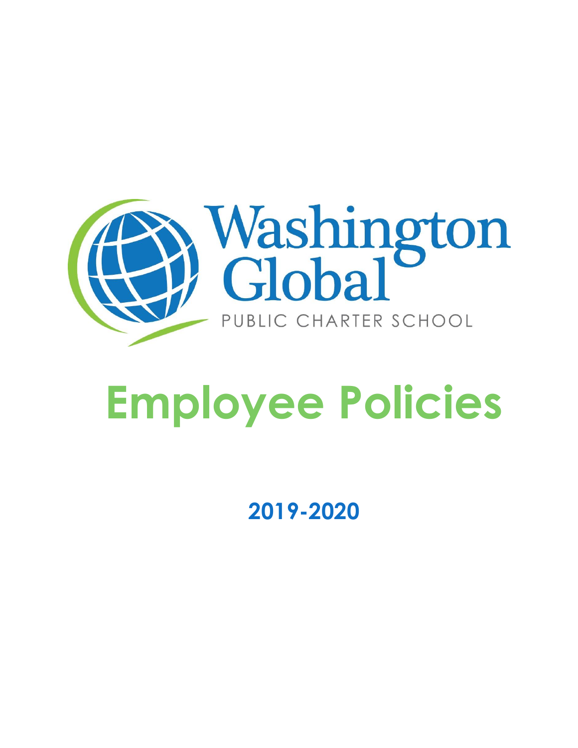Washington Global

PUBLIC CHARTER SCHOOL

# Employee Policies

## 2019-2020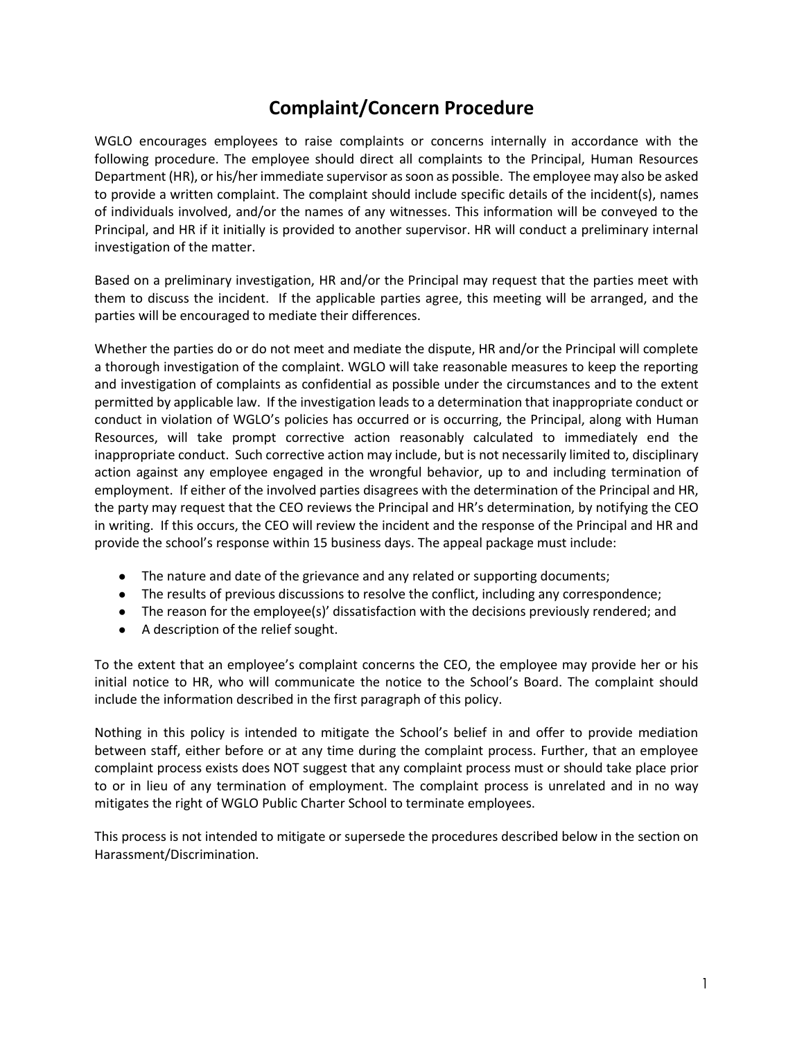# Complaint/Concern Procedure

WGLO encourages employees to raise complaints or concerns internally in accordance with the following procedure. The employee should direct all complaints to the Principal, Human Resources Department (HR), or his/her immediate supervisor as soon as possible. The employee may also be asked to provide a written complaint. The complaint should include specific details of the incident(s), names of individuals involved, and/or the names of any witnesses. This information will be conveyed to the Principal, and HR if it initially is provided to another supervisor. HR will conduct a preliminary internal investigation of the matter.

Based on a preliminary investigation, HR and/or the Principal may request that the parties meet with them to discuss the incident. If the applicable parties agree, this meeting will be arranged, and the parties will be encouraged to mediate their differences.

Whether the parties do or do not meet and mediate the dispute, HR and/or the Principal will complete a thorough investigation of the complaint. WGLO will take reasonable measures to keep the reporting and investigation of complaints as confidential as possible under the circumstances and to the extent permitted by applicable law. If the investigation leads to a determination that inappropriate conduct or conduct in violation of WGLO's policies has occurred or is occurring, the Principal, along with Human Resources, will take prompt corrective action reasonably calculated to immediately end the inappropriate conduct. Such corrective action may include, but is not necessarily limited to, disciplinary action against any employee engaged in the wrongful behavior, up to and including termination of employment. If either of the involved parties disagrees with the determination of the Principal and HR, the party may request that the CEO reviews the Principal and HR's determination, by notifying the CEO in writing. If this occurs, the CEO will review the incident and the response of the Principal and HR and provide the school's response within 15 business days. The appeal package must include:

- The nature and date of the grievance and any related or supporting documents;
- The results of previous discussions to resolve the conflict, including any correspondence;
- The reason for the employee(s)' dissatisfaction with the decisions previously rendered; and
- A description of the relief sought.

To the extent that an employee's complaint concerns the CEO, the employee may provide her or his initial notice to HR, who will communicate the notice to the School's Board. The complaint should include the information described in the first paragraph of this policy.

Nothing in this policy is intended to mitigate the School's belief in and offer to provide mediation between staff, either before or at any time during the complaint process. Further, that an employee complaint process exists does NOT suggest that any complaint process must or should take place prior to or in lieu of any termination of employment. The complaint process is unrelated and in no way mitigates the right of WGLO Public Charter School to terminate employees.

This process is not intended to mitigate or supersede the procedures described below in the section on Harassment/Discrimination.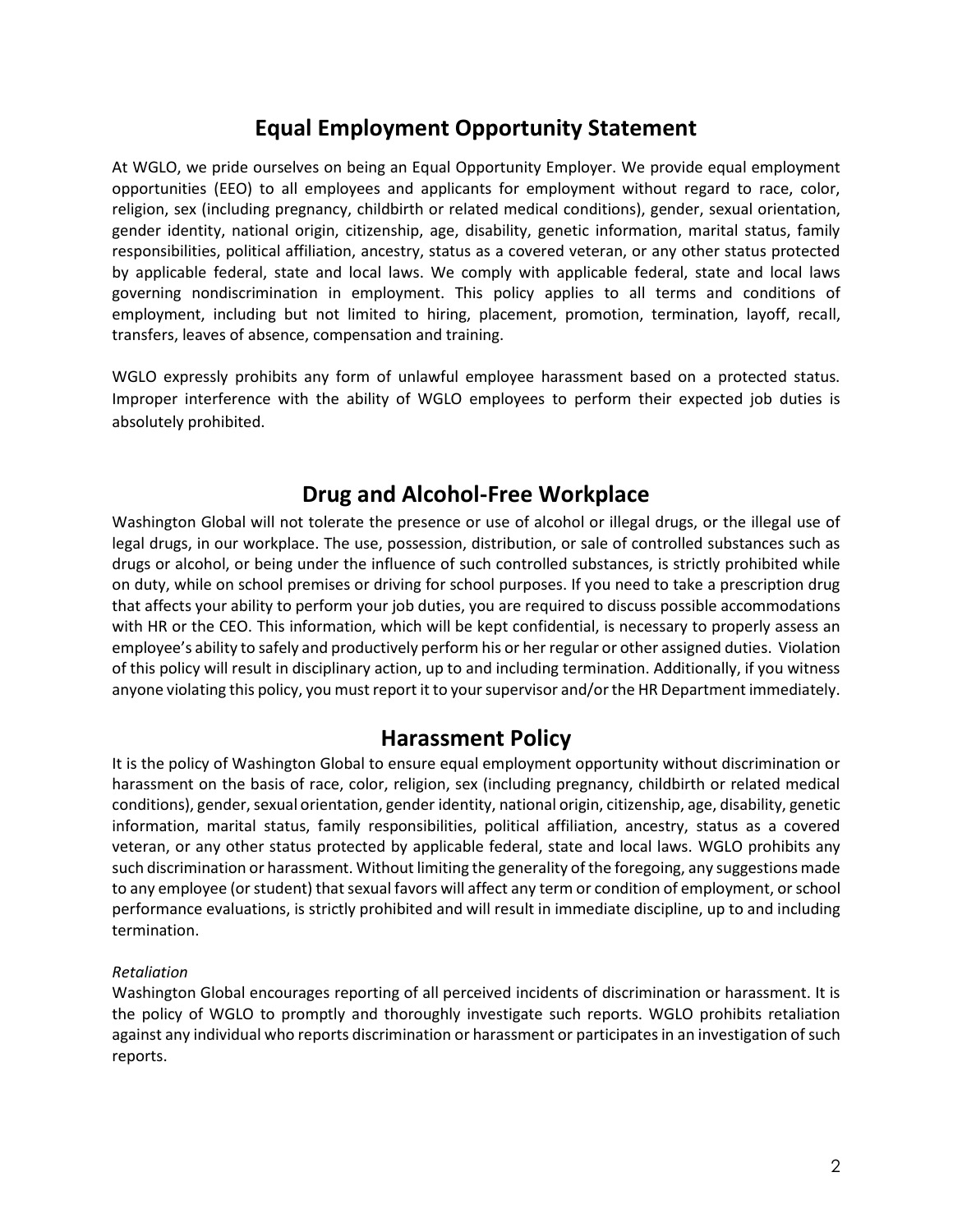## Equal Employment Opportunity Statement

At WGLO, we pride ourselves on being an Equal Opportunity Employer. We provide equal employment opportunities (EEO) to all employees and applicants for employment without regard to race, color, religion, sex (including pregnancy, childbirth or related medical conditions), gender, sexual orientation, gender identity, national origin, citizenship, age, disability, genetic information, marital status, family responsibilities, political affiliation, ancestry, status as a covered veteran, or any other status protected by applicable federal, state and local laws. We comply with applicable federal, state and local laws governing nondiscrimination in employment. This policy applies to all terms and conditions of employment, including but not limited to hiring, placement, promotion, termination, layoff, recall, transfers, leaves of absence, compensation and training.

WGLO expressly prohibits any form of unlawful employee harassment based on a protected status. Improper interference with the ability of WGLO employees to perform their expected job duties is absolutely prohibited.

## Drug and Alcohol-Free Workplace

Washington Global will not tolerate the presence or use of alcohol or illegal drugs, or the illegal use of legal drugs, in our workplace. The use, possession, distribution, or sale of controlled substances such as drugs or alcohol, or being under the influence of such controlled substances, is strictly prohibited while on duty, while on school premises or driving for school purposes. If you need to take a prescription drug that affects your ability to perform your job duties, you are required to discuss possible accommodations with HR or the CEO. This information, which will be kept confidential, is necessary to properly assess an employee's ability to safely and productively perform his or her regular or other assigned duties. Violation of this policy will result in disciplinary action, up to and including termination. Additionally, if you witness anyone violating this policy, you must report it to your supervisor and/or the HR Department immediately.

## Harassment Policy

It is the policy of Washington Global to ensure equal employment opportunity without discrimination or harassment on the basis of race, color, religion, sex (including pregnancy, childbirth or related medical conditions), gender, sexual orientation, gender identity, national origin, citizenship, age, disability, genetic information, marital status, family responsibilities, political affiliation, ancestry, status as a covered veteran, or any other status protected by applicable federal, state and local laws. WGLO prohibits any such discrimination or harassment. Without limiting the generality of the foregoing, any suggestions made to any employee (or student) that sexual favors will affect any term or condition of employment, or school performance evaluations, is strictly prohibited and will result in immediate discipline, up to and including termination.

*Retaliation*

Washington Global encourages reporting of all perceived incidents of discrimination or harassment. It is the policy of WGLO to promptly and thoroughly investigate such reports. WGLO prohibits retaliation against any individual who reports discrimination or harassment or participates in an investigation of such reports.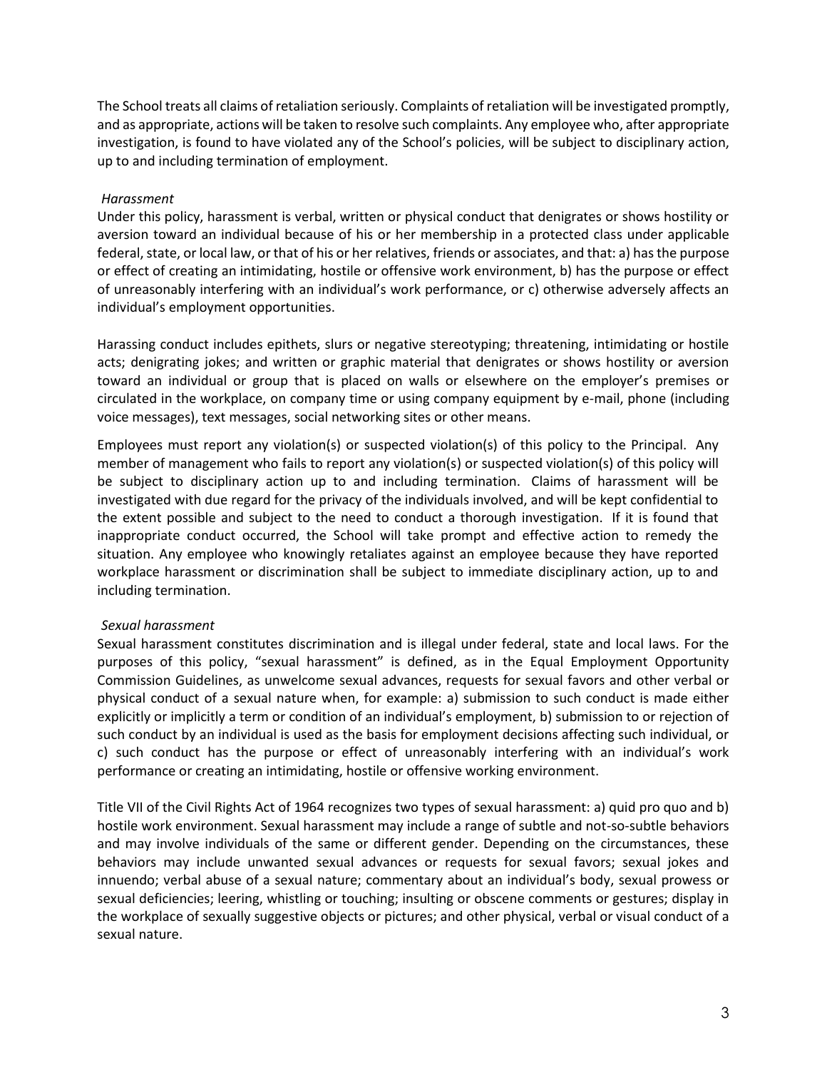The School treats all claims of retaliation seriously. Complaints of retaliation will be investigated promptly, and as appropriate, actions will be taken to resolve such complaints. Any employee who, after appropriate investigation, is found to have violated any of the School's policies, will be subject to disciplinary action, up to and including termination of employment.

*Harassment*

Under this policy, harassment is verbal, written or physical conduct that denigrates or shows hostility or aversion toward an individual because of his or her membership in a protected class under applicable federal, state, or local law, or that of his or her relatives, friends or associates, and that: a) has the purpose or effect of creating an intimidating, hostile or offensive work environment, b) has the purpose or effect of unreasonably interfering with an individual's work performance, or c) otherwise adversely affects an individual's employment opportunities.

Harassing conduct includes epithets, slurs or negative stereotyping; threatening, intimidating or hostile acts; denigrating jokes; and written or graphic material that denigrates or shows hostility or aversion toward an individual or group that is placed on walls or elsewhere on the employer's premises or circulated in the workplace, on company time or using company equipment by e-mail, phone (including voice messages), text messages, social networking sites or other means.

Employees must report any violation(s) or suspected violation(s) of this policy to the Principal. Any member of management who fails to report any violation(s) or suspected violation(s) of this policy will be subject to disciplinary action up to and including termination. Claims of harassment will be investigated with due regard for the privacy of the individuals involved, and will be kept confidential to the extent possible and subject to the need to conduct a thorough investigation. If it is found that inappropriate conduct occurred, the School will take prompt and effective action to remedy the situation. Any employee who knowingly retaliates against an employee because they have reported workplace harassment or discrimination shall be subject to immediate disciplinary action, up to and including termination.

*Sexual harassment*

Sexual harassment constitutes discrimination and is illegal under federal, state and local laws. For the purposes of this policy, "sexual harassment" is defined, as in the Equal Employment Opportunity Commission Guidelines, as unwelcome sexual advances, requests for sexual favors and other verbal or physical conduct of a sexual nature when, for example: a) submission to such conduct is made either explicitly or implicitly a term or condition of an individual's employment, b) submission to or rejection of such conduct by an individual is used as the basis for employment decisions affecting such individual, or c) such conduct has the purpose or effect of unreasonably interfering with an individual's work performance or creating an intimidating, hostile or offensive working environment.

Title VII of the Civil Rights Act of 1964 recognizes two types of sexual harassment: a) quid pro quo and b) hostile work environment. Sexual harassment may include a range of subtle and not-so-subtle behaviors and may involve individuals of the same or different gender. Depending on the circumstances, these behaviors may include unwanted sexual advances or requests for sexual favors; sexual jokes and innuendo; verbal abuse of a sexual nature; commentary about an individual's body, sexual prowess or sexual deficiencies; leering, whistling or touching; insulting or obscene comments or gestures; display in the workplace of sexually suggestive objects or pictures; and other physical, verbal or visual conduct of a sexual nature.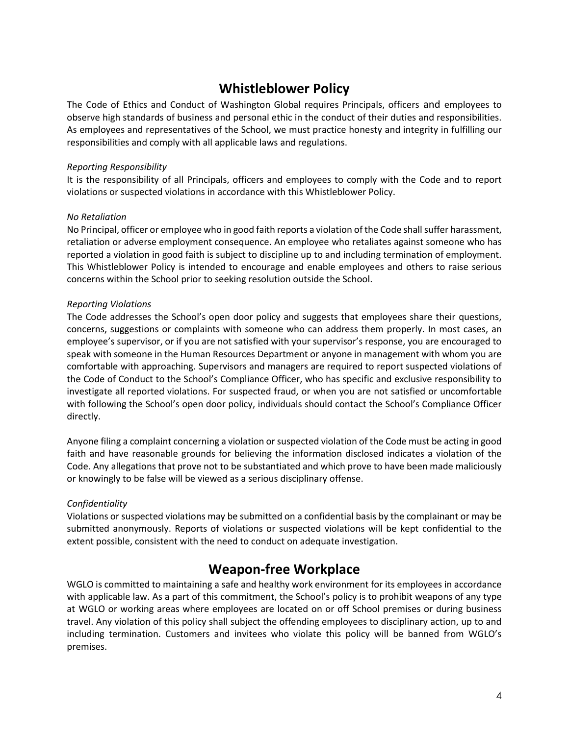## Whistleblower Policy

The Code of Ethics and Conduct of Washington Global requires Principals, officers and employees to observe high standards of business and personal ethic in the conduct of their duties and responsibilities. As employees and representatives of the School, we must practice honesty and integrity in fulfilling our responsibilities and comply with all applicable laws and regulations.

*Reporting Responsibility*

It is the responsibility of all Principals, officers and employees to comply with the Code and to report violations or suspected violations in accordance with this Whistleblower Policy.

*No Retaliation*

No Principal, officer or employee who in good faith reports a violation of the Code shall suffer harassment, retaliation or adverse employment consequence. An employee who retaliates against someone who has reported a violation in good faith is subject to discipline up to and including termination of employment. This Whistleblower Policy is intended to encourage and enable employees and others to raise serious concerns within the School prior to seeking resolution outside the School.

*Reporting Violations*

The Code addresses the School's open door policy and suggests that employees share their questions, concerns, suggestions or complaints with someone who can address them properly. In most cases, an employee's supervisor, or if you are not satisfied with your supervisor's response, you are encouraged to speak with someone in the Human Resources Department or anyone in management with whom you are comfortable with approaching. Supervisors and managers are required to report suspected violations of the Code of Conduct to the School's Compliance Officer, who has specific and exclusive responsibility to investigate all reported violations. For suspected fraud, or when you are not satisfied or uncomfortable with following the School's open door policy, individuals should contact the School's Compliance Officer directly.

Anyone filing a complaint concerning a violation or suspected violation of the Code must be acting in good faith and have reasonable grounds for believing the information disclosed indicates a violation of the Code. Any allegations that prove not to be substantiated and which prove to have been made maliciously or knowingly to be false will be viewed as a serious disciplinary offense.

*Confidentiality*

Violations or suspected violations may be submitted on a confidential basis by the complainant or may be submitted anonymously. Reports of violations or suspected violations will be kept confidential to the extent possible, consistent with the need to conduct on adequate investigation.

## Weapon-free Workplace

WGLO is committed to maintaining a safe and healthy work environment for its employees in accordance with applicable law. As a part of this commitment, the School's policy is to prohibit weapons of any type at WGLO or working areas where employees are located on or off School premises or during business travel. Any violation of this policy shall subject the offending employees to disciplinary action, up to and including termination. Customers and invitees who violate this policy will be banned from WGLO's premises.